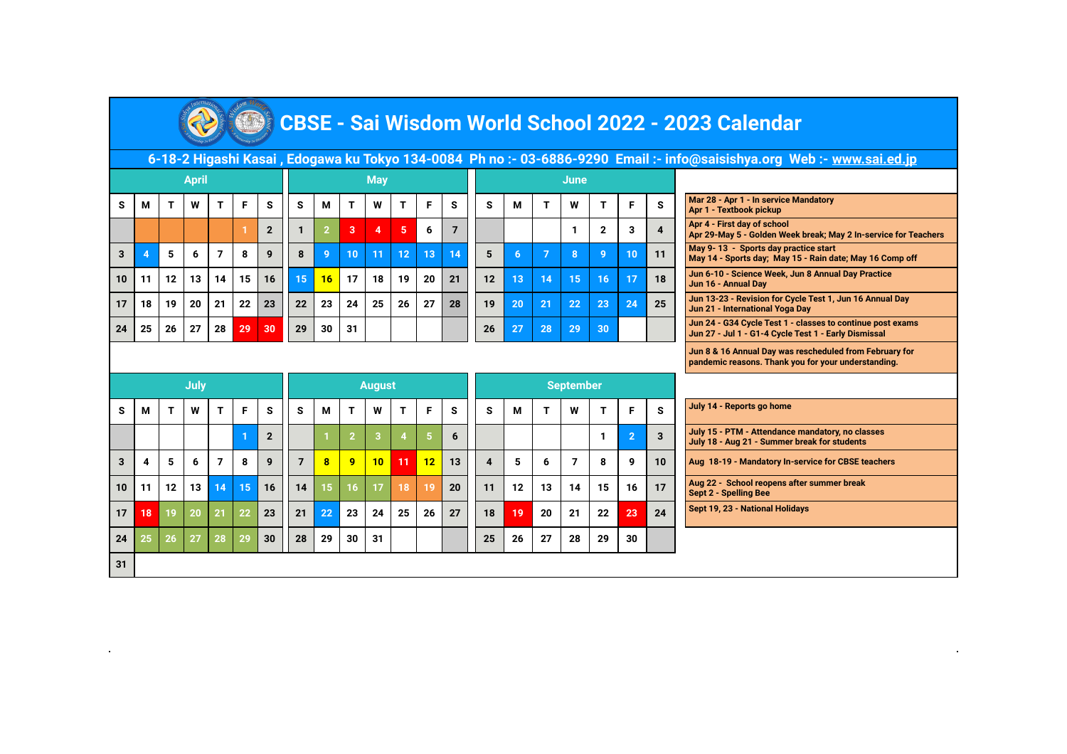# CBSE - Sai Wisdom World School 2022 - 2023 Calendar

**6-18-2 Higashi Kasai , Edogawa ku Tokyo 134-0084 Ph no :- 03-6886-9290 Email :- info@saisishya.org Web :- www.sai.ed.jp**

## April

| S | M | T | W | T | F | S |
|---|---|---|---|---|---|---|
| | | | | | 1 | 2 |
| 3 | 4 | 5 | 6 | 7 | 8 | 9 |
| 10 | 11 | 12 | 13 | 14 | 15 | 16 |
| 17 | 18 | 19 | 20 | 21 | 22 | 23 |
| 24 | 25 | 26 | 27 | 28 | 29 | 30 |

## May

| S | M | T | W | T | F | S |
|---|---|---|---|---|---|---|
| 1 | 2 | 3 | 4 | 5 | 6 | 7 |
| 8 | 9 | 10 | 11 | 12 | 13 | 14 |
| 15 | 16 | 17 | 18 | 19 | 20 | 21 |
| 22 | 23 | 24 | 25 | 26 | 27 | 28 |
| 29 | 30 | 31 | | | | |

## June

| S | M | T | W | T | F | S |
|---|---|---|---|---|---|---|
| | | | 1 | 2 | 3 | 4 |
| 5 | 6 | 7 | 8 | 9 | 10 | 11 |
| 12 | 13 | 14 | 15 | 16 | 17 | 18 |
| 19 | 20 | 21 | 22 | 23 | 24 | 25 |
| 26 | 27 | 28 | 29 | 30 | | |

- Mar 28 - Apr 1 - In service Mandatory
- Apr 1 - Textbook pickup
- Apr 4 - First day of school
- Apr 29-May 5 - Golden Week break; May 2 In-service for Teachers
- May 9- 13 - Sports day practice start
- May 14 - Sports day; May 15 - Rain date; May 16 Comp off
- Jun 6-10 - Science Week, Jun 8 Annual Day Practice
- Jun 16 - Annual Day
- Jun 13-23 - Revision for Cycle Test 1, Jun 16 Annual Day
- Jun 21 - International Yoga Day
- Jun 24 - G34 Cycle Test 1 - classes to continue post exams
- Jun 27 - Jul 1 - G1-4 Cycle Test 1 - Early Dismissal

Jun 8 & 16 Annual Day was rescheduled from February for pandemic reasons. Thank you for your understanding.

## July

| S | M | T | W | T | F | S |
|---|---|---|---|---|---|---|
| | | | | | 1 | 2 |
| 3 | 4 | 5 | 6 | 7 | 8 | 9 |
| 10 | 11 | 12 | 13 | 14 | 15 | 16 |
| 17 | 18 | 19 | 20 | 21 | 22 | 23 |
| 24 | 25 | 26 | 27 | 28 | 29 | 30 |
| 31 | | | | | | |

## August

| S | M | T | W | T | F | S |
|---|---|---|---|---|---|---|
| | 1 | 2 | 3 | 4 | 5 | 6 |
| 7 | 8 | 9 | 10 | 11 | 12 | 13 |
| 14 | 15 | 16 | 17 | 18 | 19 | 20 |
| 21 | 22 | 23 | 24 | 25 | 26 | 27 |
| 28 | 29 | 30 | 31 | | | |

## September

| S | M | T | W | T | F | S |
|---|---|---|---|---|---|---|
| | | | | 1 | 2 | 3 |
| 4 | 5 | 6 | 7 | 8 | 9 | 10 |
| 11 | 12 | 13 | 14 | 15 | 16 | 17 |
| 18 | 19 | 20 | 21 | 22 | 23 | 24 |
| 25 | 26 | 27 | 28 | 29 | 30 | |

- July 14 - Reports go home
- July 15 - PTM - Attendance mandatory, no classes
- July 18 - Aug 21 - Summer break for students
- Aug 18-19 - Mandatory In-service for CBSE teachers
- Aug 22 - School reopens after summer break
- Sept 2 - Spelling Bee
- Sept 19, 23 - National Holidays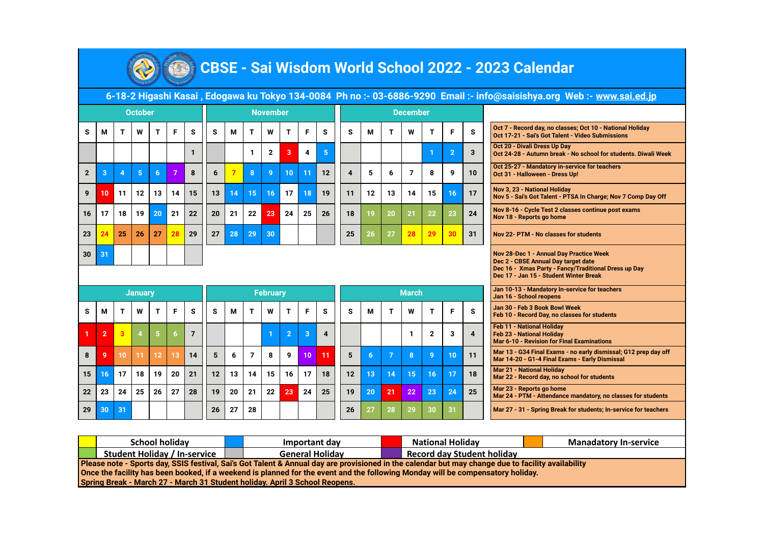# CBSE - Sai Wisdom World School 2022 - 2023 Calendar

**6-18-2 Higashi Kasai , Edogawa ku Tokyo 134-0084 Ph no :- 03-6886-9290 Email :- info@saisishya.org Web :- www.sai.ed.jp**

## October

| S | M | T | W | T | F | S |
|---|---|---|---|---|---|---|
| | | | | | | 1 |
| 2 | 3 | 4 | 5 | 6 | 7 | 8 |
| 9 | 10 | 11 | 12 | 13 | 14 | 15 |
| 16 | 17 | 18 | 19 | 20 | 21 | 22 |
| 23 | 24 | 25 | 26 | 27 | 28 | 29 |
| 30 | 31 | | | | | |

## November

| S | M | T | W | T | F | S |
|---|---|---|---|---|---|---|
| | | 1 | 2 | 3 | 4 | 5 |
| 6 | 7 | 8 | 9 | 10 | 11 | 12 |
| 13 | 14 | 15 | 16 | 17 | 18 | 19 |
| 20 | 21 | 22 | 23 | 24 | 25 | 26 |
| 27 | 28 | 29 | 30 | | | |

## December

| S | M | T | W | T | F | S |
|---|---|---|---|---|---|---|
| | | | | 1 | 2 | 3 |
| 4 | 5 | 6 | 7 | 8 | 9 | 10 |
| 11 | 12 | 13 | 14 | 15 | 16 | 17 |
| 18 | 19 | 20 | 21 | 22 | 23 | 24 |
| 25 | 26 | 27 | 28 | 29 | 30 | 31 |

## January

| S | M | T | W | T | F | S |
|---|---|---|---|---|---|---|
| 1 | 2 | 3 | 4 | 5 | 6 | 7 |
| 8 | 9 | 10 | 11 | 12 | 13 | 14 |
| 15 | 16 | 17 | 18 | 19 | 20 | 21 |
| 22 | 23 | 24 | 25 | 26 | 27 | 28 |
| 29 | 30 | 31 | | | | |

## February

| S | M | T | W | T | F | S |
|---|---|---|---|---|---|---|
| | | | 1 | 2 | 3 | 4 |
| 5 | 6 | 7 | 8 | 9 | 10 | 11 |
| 12 | 13 | 14 | 15 | 16 | 17 | 18 |
| 19 | 20 | 21 | 22 | 23 | 24 | 25 |
| 26 | 27 | 28 | | | | |

## March

| S | M | T | W | T | F | S |
|---|---|---|---|---|---|---|
| | | | 1 | 2 | 3 | 4 |
| 5 | 6 | 7 | 8 | 9 | 10 | 11 |
| 12 | 13 | 14 | 15 | 16 | 17 | 18 |
| 19 | 20 | 21 | 22 | 23 | 24 | 25 |
| 26 | 27 | 28 | 29 | 30 | 31 | |

## Events

- Oct 7 - Record day, no classes; Oct 10 - National Holiday
- Oct 17-21 - Sai's Got Talent - Video Submissions
- Oct 20 - Divali Dress Up Day
- Oct 24-28 - Autumn break - No school for students. Diwali Week
- Oct 25-27 - Mandatory in-service for teachers
- Oct 31 - Halloween - Dress Up!
- Nov 3, 23 - National Holiday
- Nov 5 - Sai's Got Talent - PTSA In Charge; Nov 7 Comp Day Off
- Nov 8-16 - Cycle Test 2 classes continue post exams
- Nov 18 - Reports go home
- Nov 22- PTM - No classes for students
- Nov 28-Dec 1 - Annual Day Practice Week
- Dec 2 - CBSE Annual Day target date
- Dec 16 - Xmas Party - Fancy/Traditional Dress up Day
- Dec 17 - Jan 15 - Student Winter Break
- Jan 10-13 - Mandatory In-service for teachers
- Jan 16 - School reopens
- Jan 30 - Feb 3 Book Bowl Week
- Feb 10 - Record Day, no classes for students
- Feb 11 - National Holiday
- Feb 23 - National Holiday
- Mar 6-10 - Revision for Final Examinations
- Mar 13 - G34 Final Exams - no early dismissal; G12 prep day off
- Mar 14-20 - G1-4 Final Exams - Early Dismissal
- Mar 21 - National Holiday
- Mar 22 - Record day, no school for students
- Mar 23 - Reports go home
- Mar 24 - PTM - Attendance mandatory, no classes for students
- Mar 27 - 31 - Spring Break for students; In-service for teachers

## Legend

| Color | Meaning | Color | Meaning | Color | Meaning | Color | Meaning |
|---|---|---|---|---|---|---|---|
| Yellow | School holiday | Blue | Important day | Red | National Holiday | Orange | Manadatory In-service |
| Green | Student Holiday / In-service | Grey | General Holiday | Purple | Record day Student holiday | | |

**Please note - Sports day, SSIS festival, Sai's Got Talent & Annual day are provisioned in the calendar but may change due to facility availability**
**Once the facility has been booked, if a weekend is planned for the event and the following Monday will be compensatory holiday.**
**Spring Break - March 27 - March 31 Student holiday. April 3 School Reopens.**